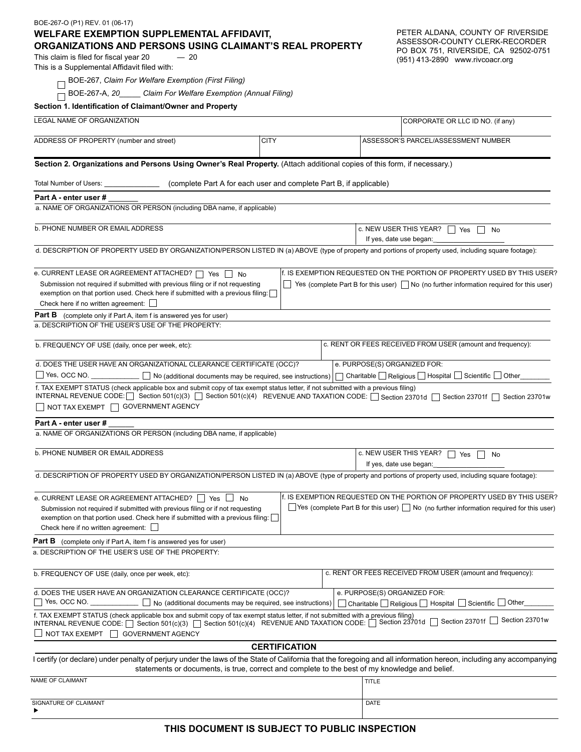BOE-267-O (P1) REV. 01 (06-17)

# WELFARE EXEMPTION SUPPLEMENTAL AFFIDAVIT, ORGANIZATIONS AND PERSONS USING CLAIMANT'S REAL PROPERTY

PETER ALDANA, COUNTY OF RIVERSIDE
ASSESSOR-COUNTY CLERK-RECORDER
PO BOX 751, RIVERSIDE, CA 92502-0751
(951) 413-2890 www.rivcoacr.org

This claim is filed for fiscal year 20 ____ — 20 ____

This is a Supplemental Affidavit filed with:

☐ BOE-267, *Claim For Welfare Exemption (First Filing)*

☐ BOE-267-A, *20_____ Claim For Welfare Exemption (Annual Filing)*

**Section 1. Identification of Claimant/Owner and Property**

| LEGAL NAME OF ORGANIZATION | | CORPORATE OR LLC ID NO. (if any) |
|---|---|---|
| ADDRESS OF PROPERTY (number and street) | CITY | ASSESSOR'S PARCEL/ASSESSMENT NUMBER |

**Section 2. Organizations and Persons Using Owner's Real Property.** (Attach additional copies of this form, if necessary.)

Total Number of Users: ______________ (complete Part A for each user and complete Part B, if applicable)

**Part A - enter user # _______**

a. NAME OF ORGANIZATIONS OR PERSON (including DBA name, if applicable)

b. PHONE NUMBER OR EMAIL ADDRESS

c. NEW USER THIS YEAR? ☐ Yes ☐ No
If yes, date use began:____________________

d. DESCRIPTION OF PROPERTY USED BY ORGANIZATION/PERSON LISTED IN (a) ABOVE (type of property and portions of property used, including square footage):

e. CURRENT LEASE OR AGREEMENT ATTACHED? ☐ Yes ☐ No
Submission not required if submitted with previous filing or if not requesting exemption on that portion used. Check here if submitted with a previous filing: ☐
Check here if no written agreement: ☐

f. IS EXEMPTION REQUESTED ON THE PORTION OF PROPERTY USED BY THIS USER?
☐ Yes (complete Part B for this user) ☐ No (no further information required for this user)

**Part B** (complete only if Part A, item f is answered yes for user)

a. DESCRIPTION OF THE USER'S USE OF THE PROPERTY:

b. FREQUENCY OF USE (daily, once per week, etc):

c. RENT OR FEES RECEIVED FROM USER (amount and frequency):

d. DOES THE USER HAVE AN ORGANIZATIONAL CLEARANCE CERTIFICATE (OCC)?
☐ Yes, OCC NO. ____________ ☐ No (additional documents may be required, see instructions)

e. PURPOSE(S) ORGANIZED FOR:
☐ Charitable ☐ Religious ☐ Hospital ☐ Scientific ☐ Other________

f. TAX EXEMPT STATUS (check applicable box and submit copy of tax exempt status letter, if not submitted with a previous filing)
INTERNAL REVENUE CODE: ☐ Section 501(c)(3) ☐ Section 501(c)(4) REVENUE AND TAXATION CODE: ☐ Section 23701d ☐ Section 23701f ☐ Section 23701w
☐ NOT TAX EXEMPT ☐ GOVERNMENT AGENCY

**Part A - enter user # ______**

a. NAME OF ORGANIZATIONS OR PERSON (including DBA name, if applicable)

b. PHONE NUMBER OR EMAIL ADDRESS

c. NEW USER THIS YEAR? ☐ Yes ☐ No
If yes, date use began:____________________

d. DESCRIPTION OF PROPERTY USED BY ORGANIZATION/PERSON LISTED IN (a) ABOVE (type of property and portions of property used, including square footage):

e. CURRENT LEASE OR AGREEMENT ATTACHED? ☐ Yes ☐ No
Submission not required if submitted with previous filing or if not requesting exemption on that portion used. Check here if submitted with a previous filing: ☐
Check here if no written agreement: ☐

f. IS EXEMPTION REQUESTED ON THE PORTION OF PROPERTY USED BY THIS USER?
☐ Yes (complete Part B for this user) ☐ No (no further information required for this user)

**Part B** (complete only if Part A, item f is answered yes for user)

a. DESCRIPTION OF THE USER'S USE OF THE PROPERTY:

b. FREQUENCY OF USE (daily, once per week, etc):

c. RENT OR FEES RECEIVED FROM USER (amount and frequency):

d. DOES THE USER HAVE AN ORGANIZATION CLEARANCE CERTIFICATE (OCC)?
☐ Yes, OCC NO. ____________ ☐ No (additional documents may be required, see instructions)

e. PURPOSE(S) ORGANIZED FOR:
☐ Charitable ☐ Religious ☐ Hospital ☐ Scientific ☐ Other________

f. TAX EXEMPT STATUS (check applicable box and submit copy of tax exempt status letter, if not submitted with a previous filing)
INTERNAL REVENUE CODE: ☐ Section 501(c)(3) ☐ Section 501(c)(4) REVENUE AND TAXATION CODE: ☐ Section 23701d ☐ Section 23701f ☐ Section 23701w
☐ NOT TAX EXEMPT ☐ GOVERNMENT AGENCY

## CERTIFICATION

I certify (or declare) under penalty of perjury under the laws of the State of California that the foregoing and all information hereon, including any accompanying statements or documents, is true, correct and complete to the best of my knowledge and belief.

| NAME OF CLAIMANT | TITLE |
|---|---|
| SIGNATURE OF CLAIMANT ▶ | DATE |

**THIS DOCUMENT IS SUBJECT TO PUBLIC INSPECTION**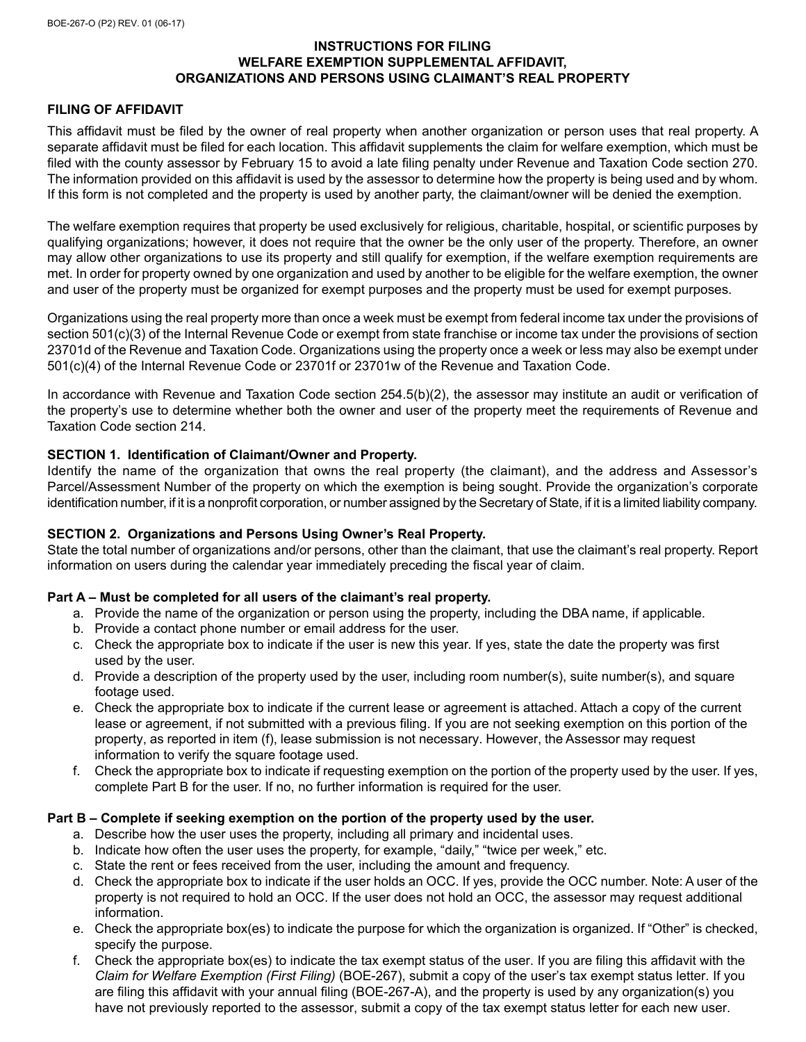# INSTRUCTIONS FOR FILING WELFARE EXEMPTION SUPPLEMENTAL AFFIDAVIT, ORGANIZATIONS AND PERSONS USING CLAIMANT'S REAL PROPERTY

## FILING OF AFFIDAVIT

This affidavit must be filed by the owner of real property when another organization or person uses that real property. A separate affidavit must be filed for each location. This affidavit supplements the claim for welfare exemption, which must be filed with the county assessor by February 15 to avoid a late filing penalty under Revenue and Taxation Code section 270. The information provided on this affidavit is used by the assessor to determine how the property is being used and by whom. If this form is not completed and the property is used by another party, the claimant/owner will be denied the exemption.

The welfare exemption requires that property be used exclusively for religious, charitable, hospital, or scientific purposes by qualifying organizations; however, it does not require that the owner be the only user of the property. Therefore, an owner may allow other organizations to use its property and still qualify for exemption, if the welfare exemption requirements are met. In order for property owned by one organization and used by another to be eligible for the welfare exemption, the owner and user of the property must be organized for exempt purposes and the property must be used for exempt purposes.

Organizations using the real property more than once a week must be exempt from federal income tax under the provisions of section 501(c)(3) of the Internal Revenue Code or exempt from state franchise or income tax under the provisions of section 23701d of the Revenue and Taxation Code. Organizations using the property once a week or less may also be exempt under 501(c)(4) of the Internal Revenue Code or 23701f or 23701w of the Revenue and Taxation Code.

In accordance with Revenue and Taxation Code section 254.5(b)(2), the assessor may institute an audit or verification of the property's use to determine whether both the owner and user of the property meet the requirements of Revenue and Taxation Code section 214.

### SECTION 1. Identification of Claimant/Owner and Property.

Identify the name of the organization that owns the real property (the claimant), and the address and Assessor's Parcel/Assessment Number of the property on which the exemption is being sought. Provide the organization's corporate identification number, if it is a nonprofit corporation, or number assigned by the Secretary of State, if it is a limited liability company.

### SECTION 2. Organizations and Persons Using Owner's Real Property.

State the total number of organizations and/or persons, other than the claimant, that use the claimant's real property. Report information on users during the calendar year immediately preceding the fiscal year of claim.

**Part A – Must be completed for all users of the claimant's real property.**

a. Provide the name of the organization or person using the property, including the DBA name, if applicable.
b. Provide a contact phone number or email address for the user.
c. Check the appropriate box to indicate if the user is new this year. If yes, state the date the property was first used by the user.
d. Provide a description of the property used by the user, including room number(s), suite number(s), and square footage used.
e. Check the appropriate box to indicate if the current lease or agreement is attached. Attach a copy of the current lease or agreement, if not submitted with a previous filing. If you are not seeking exemption on this portion of the property, as reported in item (f), lease submission is not necessary. However, the Assessor may request information to verify the square footage used.
f. Check the appropriate box to indicate if requesting exemption on the portion of the property used by the user. If yes, complete Part B for the user. If no, no further information is required for the user.

**Part B – Complete if seeking exemption on the portion of the property used by the user.**

a. Describe how the user uses the property, including all primary and incidental uses.
b. Indicate how often the user uses the property, for example, "daily," "twice per week," etc.
c. State the rent or fees received from the user, including the amount and frequency.
d. Check the appropriate box to indicate if the user holds an OCC. If yes, provide the OCC number. Note: A user of the property is not required to hold an OCC. If the user does not hold an OCC, the assessor may request additional information.
e. Check the appropriate box(es) to indicate the purpose for which the organization is organized. If "Other" is checked, specify the purpose.
f. Check the appropriate box(es) to indicate the tax exempt status of the user. If you are filing this affidavit with the *Claim for Welfare Exemption (First Filing)* (BOE-267), submit a copy of the user's tax exempt status letter. If you are filing this affidavit with your annual filing (BOE-267-A), and the property is used by any organization(s) you have not previously reported to the assessor, submit a copy of the tax exempt status letter for each new user.